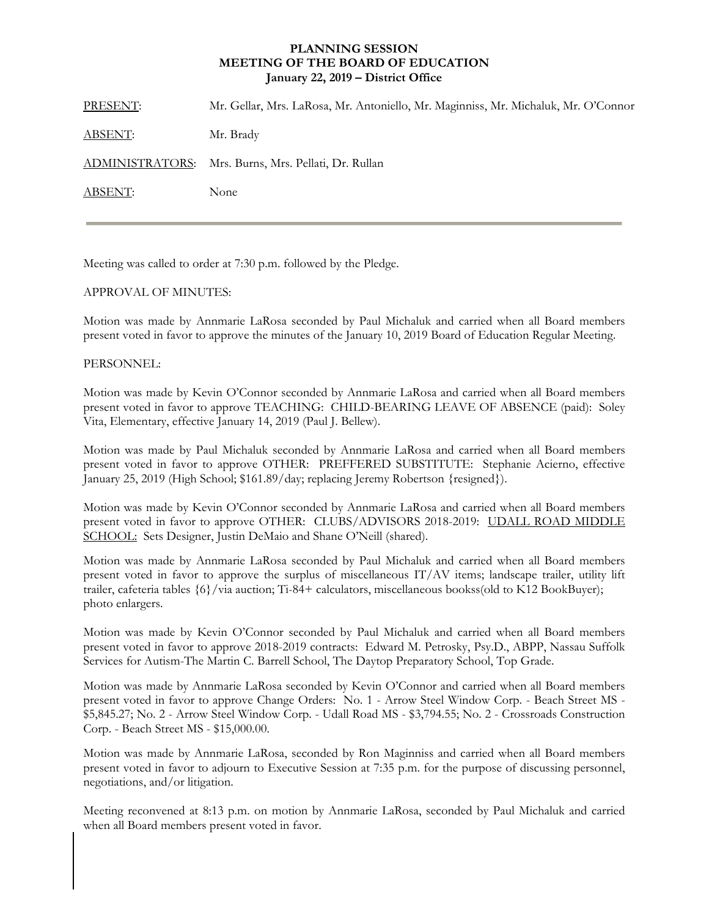**PLANNING SESSION**
**MEETING OF THE BOARD OF EDUCATION**
**January 22, 2019 – District Office**

| | |
|---|---|
| PRESENT: | Mr. Gellar, Mrs. LaRosa, Mr. Antoniello, Mr. Maginniss, Mr. Michaluk, Mr. O'Connor |
| ABSENT: | Mr. Brady |
| ADMINISTRATORS: | Mrs. Burns, Mrs. Pellati, Dr. Rullan |
| ABSENT: | None |

---

Meeting was called to order at 7:30 p.m. followed by the Pledge.

APPROVAL OF MINUTES:

Motion was made by Annmarie LaRosa seconded by Paul Michaluk and carried when all Board members present voted in favor to approve the minutes of the January 10, 2019 Board of Education Regular Meeting.

PERSONNEL:

Motion was made by Kevin O'Connor seconded by Annmarie LaRosa and carried when all Board members present voted in favor to approve TEACHING: CHILD-BEARING LEAVE OF ABSENCE (paid): Soley Vita, Elementary, effective January 14, 2019 (Paul J. Bellew).

Motion was made by Paul Michaluk seconded by Annmarie LaRosa and carried when all Board members present voted in favor to approve OTHER: PREFFERED SUBSTITUTE: Stephanie Acierno, effective January 25, 2019 (High School; $161.89/day; replacing Jeremy Robertson {resigned}).

Motion was made by Kevin O'Connor seconded by Annmarie LaRosa and carried when all Board members present voted in favor to approve OTHER: CLUBS/ADVISORS 2018-2019: UDALL ROAD MIDDLE SCHOOL: Sets Designer, Justin DeMaio and Shane O'Neill (shared).

Motion was made by Annmarie LaRosa seconded by Paul Michaluk and carried when all Board members present voted in favor to approve the surplus of miscellaneous IT/AV items; landscape trailer, utility lift trailer, cafeteria tables {6}/via auction; Ti-84+ calculators, miscellaneous bookss(old to K12 BookBuyer); photo enlargers.

Motion was made by Kevin O'Connor seconded by Paul Michaluk and carried when all Board members present voted in favor to approve 2018-2019 contracts: Edward M. Petrosky, Psy.D., ABPP, Nassau Suffolk Services for Autism-The Martin C. Barrell School, The Daytop Preparatory School, Top Grade.

Motion was made by Annmarie LaRosa seconded by Kevin O'Connor and carried when all Board members present voted in favor to approve Change Orders: No. 1 - Arrow Steel Window Corp. - Beach Street MS - $5,845.27; No. 2 - Arrow Steel Window Corp. - Udall Road MS - $3,794.55; No. 2 - Crossroads Construction Corp. - Beach Street MS - $15,000.00.

Motion was made by Annmarie LaRosa, seconded by Ron Maginniss and carried when all Board members present voted in favor to adjourn to Executive Session at 7:35 p.m. for the purpose of discussing personnel, negotiations, and/or litigation.

Meeting reconvened at 8:13 p.m. on motion by Annmarie LaRosa, seconded by Paul Michaluk and carried when all Board members present voted in favor.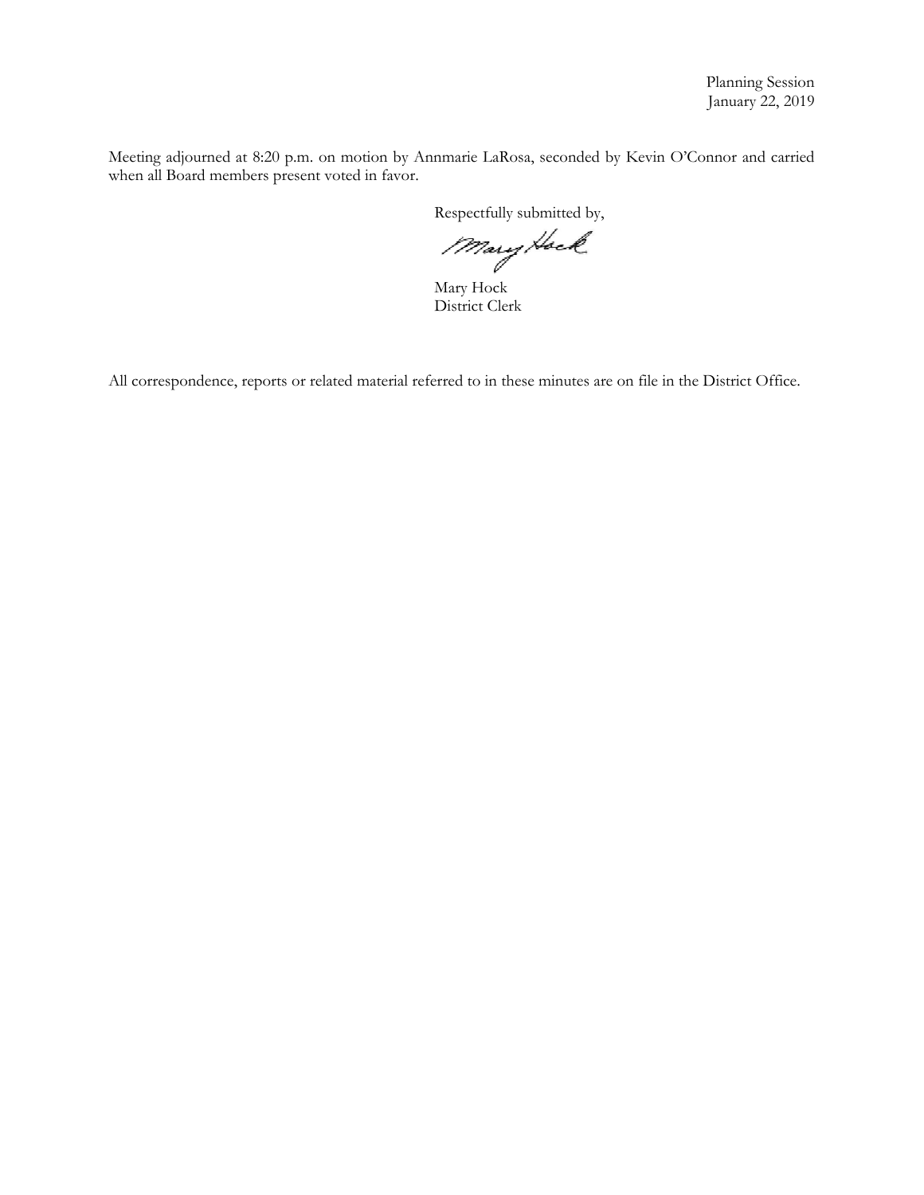Meeting adjourned at 8:20 p.m. on motion by Annmarie LaRosa, seconded by Kevin O'Connor and carried when all Board members present voted in favor.

Respectfully submitted by,

Mary Hock
District Clerk

All correspondence, reports or related material referred to in these minutes are on file in the District Office.